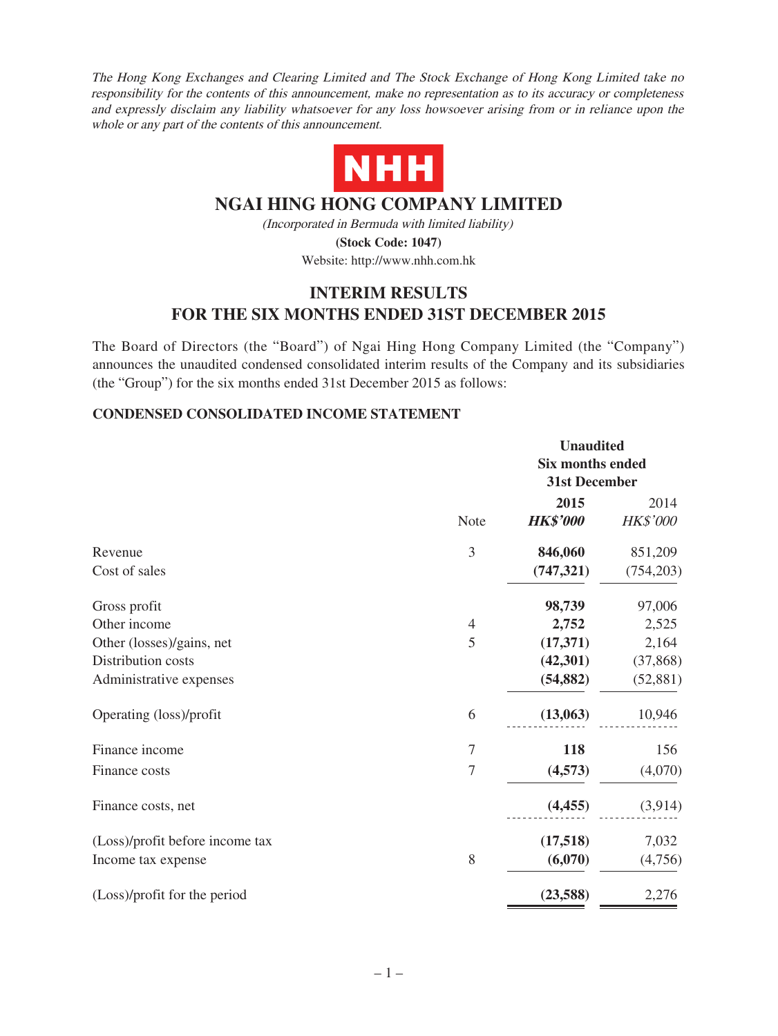*The Hong Kong Exchanges and Clearing Limited and The Stock Exchange of Hong Kong Limited take no responsibility for the contents of this announcement, make no representation as to its accuracy or completeness and expressly disclaim any liability whatsoever for any loss howsoever arising from or in reliance upon the whole or any part of the contents of this announcement.*

NHH

# NGAI HING HONG COMPANY LIMITED

*(Incorporated in Bermuda with limited liability)*

**(Stock Code: 1047)**

Website: http://www.nhh.com.hk

## INTERIM RESULTS FOR THE SIX MONTHS ENDED 31ST DECEMBER 2015

The Board of Directors (the "Board") of Ngai Hing Hong Company Limited (the "Company") announces the unaudited condensed consolidated interim results of the Company and its subsidiaries (the "Group") for the six months ended 31st December 2015 as follows:

### CONDENSED CONSOLIDATED INCOME STATEMENT

| | Note | Unaudited Six months ended 31st December | |
|---|---|---|---|
| | | **2015** | 2014 |
| | | ***HK$'000*** | *HK$'000* |
| Revenue | 3 | **846,060** | 851,209 |
| Cost of sales | | **(747,321)** | (754,203) |
| Gross profit | | **98,739** | 97,006 |
| Other income | 4 | **2,752** | 2,525 |
| Other (losses)/gains, net | 5 | **(17,371)** | 2,164 |
| Distribution costs | | **(42,301)** | (37,868) |
| Administrative expenses | | **(54,882)** | (52,881) |
| Operating (loss)/profit | 6 | **(13,063)** | 10,946 |
| Finance income | 7 | **118** | 156 |
| Finance costs | 7 | **(4,573)** | (4,070) |
| Finance costs, net | | **(4,455)** | (3,914) |
| (Loss)/profit before income tax | | **(17,518)** | 7,032 |
| Income tax expense | 8 | **(6,070)** | (4,756) |
| (Loss)/profit for the period | | **(23,588)** | 2,276 |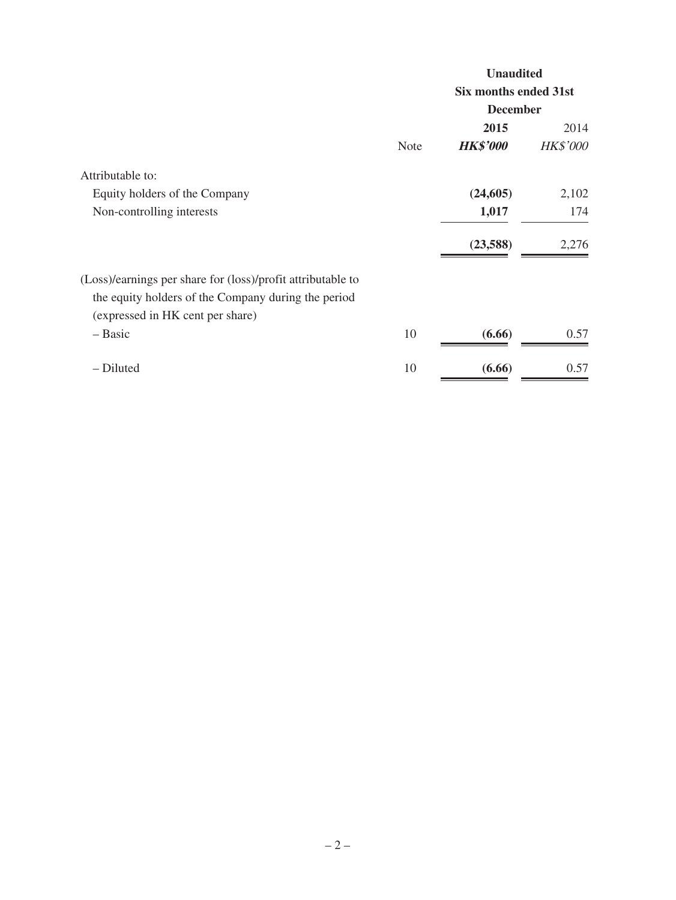| | Note | Unaudited Six months ended 31st December | |
|---|---|---|---|
| | | **2015** | 2014 |
| | | ***HK$'000*** | *HK$'000* |
| Attributable to: | | | |
| Equity holders of the Company | | **(24,605)** | 2,102 |
| Non-controlling interests | | **1,017** | 174 |
| | | **(23,588)** | 2,276 |
| (Loss)/earnings per share for (loss)/profit attributable to the equity holders of the Company during the period (expressed in HK cent per share) | | | |
| – Basic | 10 | **(6.66)** | 0.57 |
| – Diluted | 10 | **(6.66)** | 0.57 |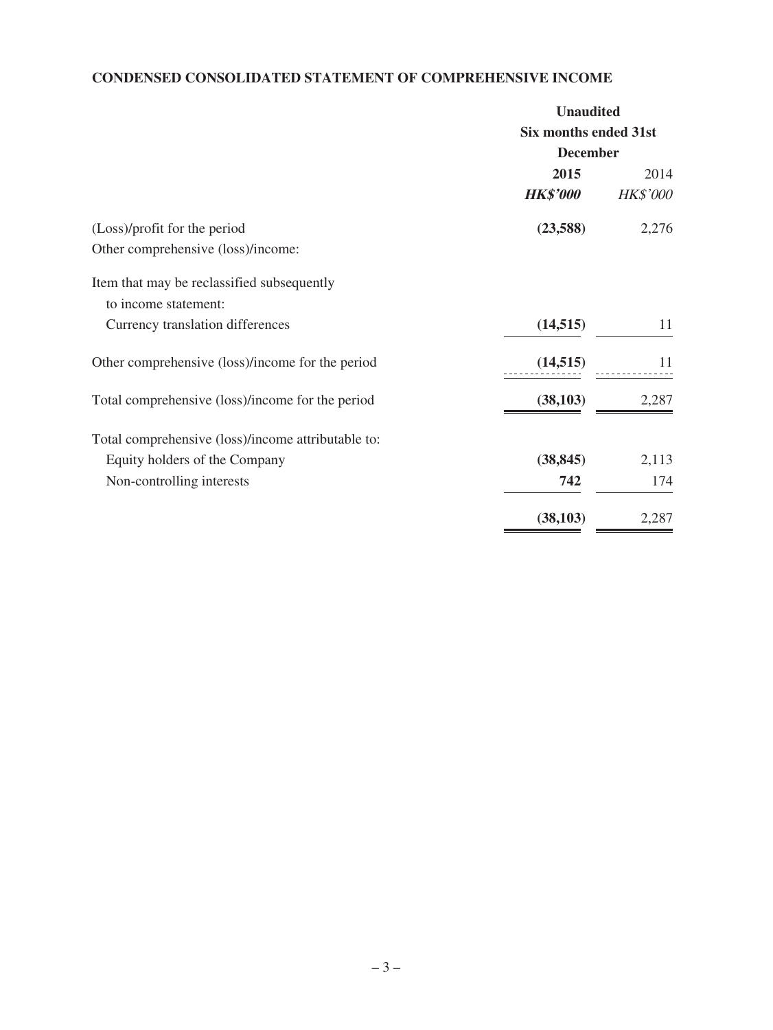## CONDENSED CONSOLIDATED STATEMENT OF COMPREHENSIVE INCOME

| | **Unaudited Six months ended 31st December** | |
|---|---|---|
| | **2015** | 2014 |
| | ***HK$'000*** | *HK$'000* |
| (Loss)/profit for the period | **(23,588)** | 2,276 |
| Other comprehensive (loss)/income: | | |
| Item that may be reclassified subsequently to income statement: | | |
| Currency translation differences | **(14,515)** | 11 |
| Other comprehensive (loss)/income for the period | **(14,515)** | 11 |
| Total comprehensive (loss)/income for the period | **(38,103)** | 2,287 |
| Total comprehensive (loss)/income attributable to: | | |
| Equity holders of the Company | **(38,845)** | 2,113 |
| Non-controlling interests | **742** | 174 |
| | **(38,103)** | 2,287 |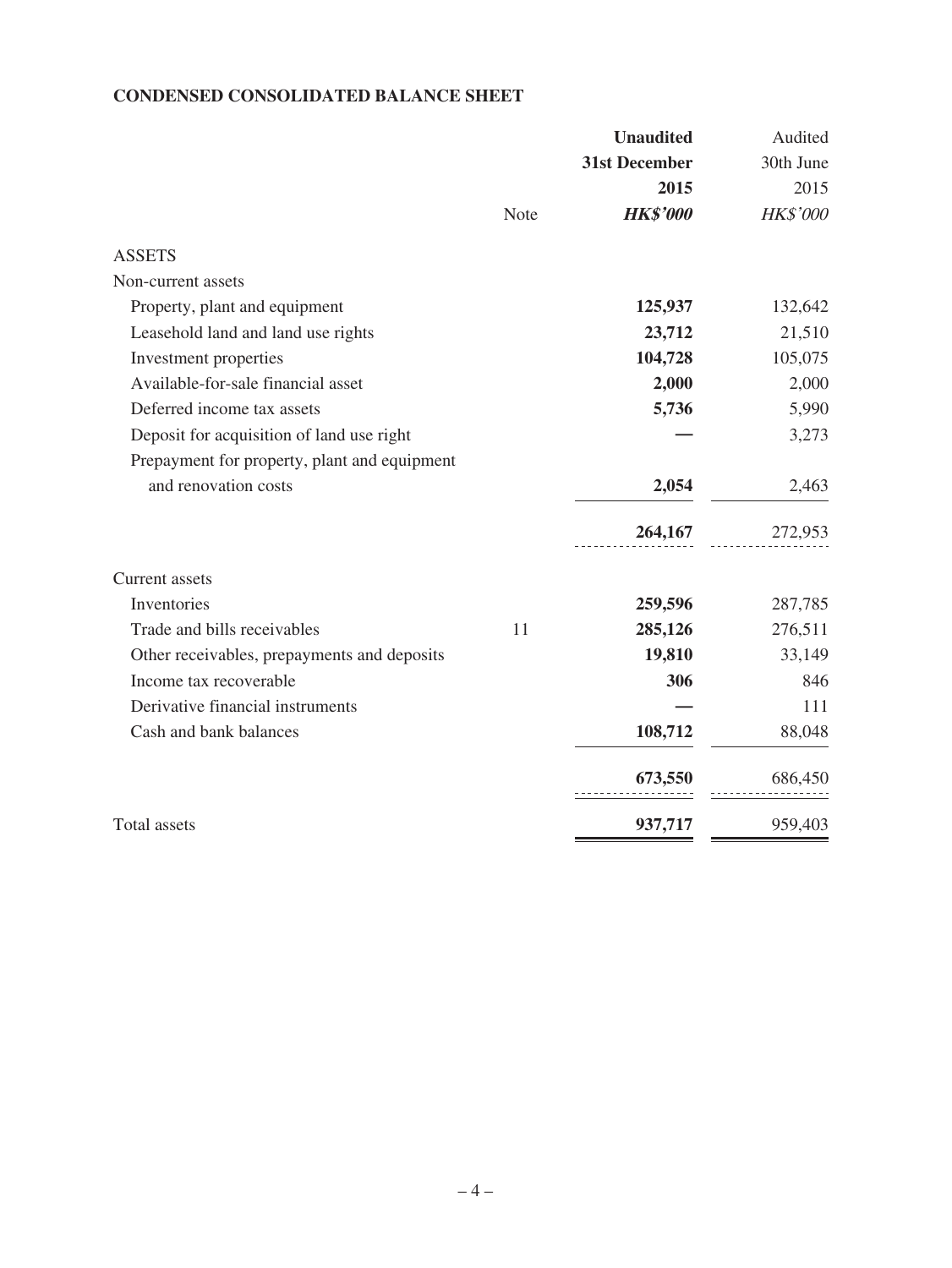**CONDENSED CONSOLIDATED BALANCE SHEET**

| | Note | **Unaudited 31st December 2015** | Audited 30th June 2015 |
|---|---|---|---|
| | | ***HK$'000*** | *HK$'000* |
| ASSETS | | | |
| Non-current assets | | | |
| Property, plant and equipment | | **125,937** | 132,642 |
| Leasehold land and land use rights | | **23,712** | 21,510 |
| Investment properties | | **104,728** | 105,075 |
| Available-for-sale financial asset | | **2,000** | 2,000 |
| Deferred income tax assets | | **5,736** | 5,990 |
| Deposit for acquisition of land use right | | **—** | 3,273 |
| Prepayment for property, plant and equipment and renovation costs | | **2,054** | 2,463 |
| | | **264,167** | 272,953 |
| Current assets | | | |
| Inventories | | **259,596** | 287,785 |
| Trade and bills receivables | 11 | **285,126** | 276,511 |
| Other receivables, prepayments and deposits | | **19,810** | 33,149 |
| Income tax recoverable | | **306** | 846 |
| Derivative financial instruments | | **—** | 111 |
| Cash and bank balances | | **108,712** | 88,048 |
| | | **673,550** | 686,450 |
| Total assets | | **937,717** | 959,403 |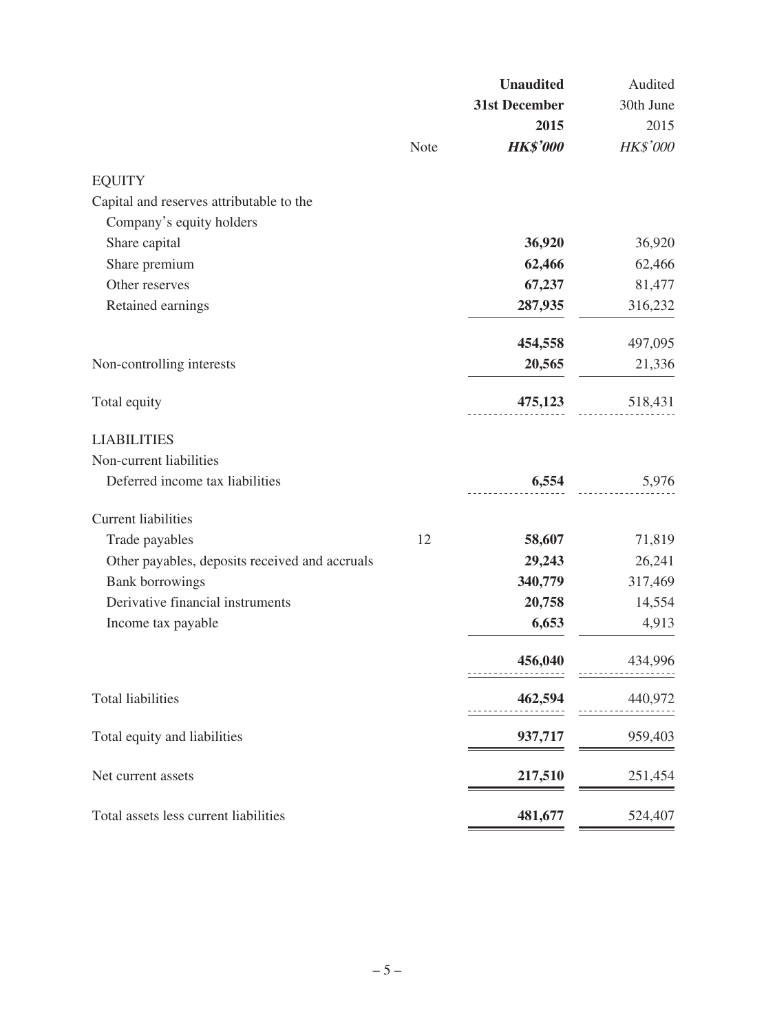| | Note | **Unaudited** | Audited |
|---|---|---|---|
| | | **31st December** | 30th June |
| | | **2015** | 2015 |
| | | ***HK$'000*** | *HK$'000* |
| EQUITY | | | |
| Capital and reserves attributable to the Company's equity holders | | | |
| Share capital | | **36,920** | 36,920 |
| Share premium | | **62,466** | 62,466 |
| Other reserves | | **67,237** | 81,477 |
| Retained earnings | | **287,935** | 316,232 |
| | | **454,558** | 497,095 |
| Non-controlling interests | | **20,565** | 21,336 |
| Total equity | | **475,123** | 518,431 |
| LIABILITIES | | | |
| Non-current liabilities | | | |
| Deferred income tax liabilities | | **6,554** | 5,976 |
| Current liabilities | | | |
| Trade payables | 12 | **58,607** | 71,819 |
| Other payables, deposits received and accruals | | **29,243** | 26,241 |
| Bank borrowings | | **340,779** | 317,469 |
| Derivative financial instruments | | **20,758** | 14,554 |
| Income tax payable | | **6,653** | 4,913 |
| | | **456,040** | 434,996 |
| Total liabilities | | **462,594** | 440,972 |
| Total equity and liabilities | | **937,717** | 959,403 |
| Net current assets | | **217,510** | 251,454 |
| Total assets less current liabilities | | **481,677** | 524,407 |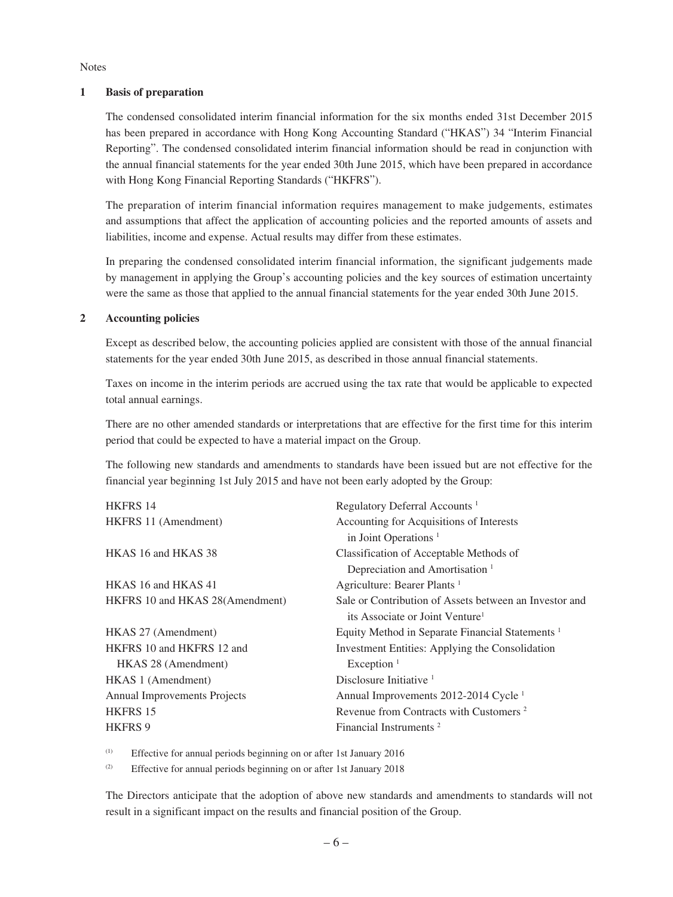Notes

## 1 Basis of preparation

The condensed consolidated interim financial information for the six months ended 31st December 2015 has been prepared in accordance with Hong Kong Accounting Standard ("HKAS") 34 "Interim Financial Reporting". The condensed consolidated interim financial information should be read in conjunction with the annual financial statements for the year ended 30th June 2015, which have been prepared in accordance with Hong Kong Financial Reporting Standards ("HKFRS").

The preparation of interim financial information requires management to make judgements, estimates and assumptions that affect the application of accounting policies and the reported amounts of assets and liabilities, income and expense. Actual results may differ from these estimates.

In preparing the condensed consolidated interim financial information, the significant judgements made by management in applying the Group's accounting policies and the key sources of estimation uncertainty were the same as those that applied to the annual financial statements for the year ended 30th June 2015.

## 2 Accounting policies

Except as described below, the accounting policies applied are consistent with those of the annual financial statements for the year ended 30th June 2015, as described in those annual financial statements.

Taxes on income in the interim periods are accrued using the tax rate that would be applicable to expected total annual earnings.

There are no other amended standards or interpretations that are effective for the first time for this interim period that could be expected to have a material impact on the Group.

The following new standards and amendments to standards have been issued but are not effective for the financial year beginning 1st July 2015 and have not been early adopted by the Group:

| | |
|---|---|
| HKFRS 14 | Regulatory Deferral Accounts [1] |
| HKFRS 11 (Amendment) | Accounting for Acquisitions of Interests in Joint Operations [1] |
| HKAS 16 and HKAS 38 | Classification of Acceptable Methods of Depreciation and Amortisation [1] |
| HKAS 16 and HKAS 41 | Agriculture: Bearer Plants [1] |
| HKFRS 10 and HKAS 28(Amendment) | Sale or Contribution of Assets between an Investor and its Associate or Joint Venture[1] |
| HKAS 27 (Amendment) | Equity Method in Separate Financial Statements [1] |
| HKFRS 10 and HKFRS 12 and HKAS 28 (Amendment) | Investment Entities: Applying the Consolidation Exception [1] |
| HKAS 1 (Amendment) | Disclosure Initiative [1] |
| Annual Improvements Projects | Annual Improvements 2012-2014 Cycle [1] |
| HKFRS 15 | Revenue from Contracts with Customers [2] |
| HKFRS 9 | Financial Instruments [2] |

(1) Effective for annual periods beginning on or after 1st January 2016

(2) Effective for annual periods beginning on or after 1st January 2018

The Directors anticipate that the adoption of above new standards and amendments to standards will not result in a significant impact on the results and financial position of the Group.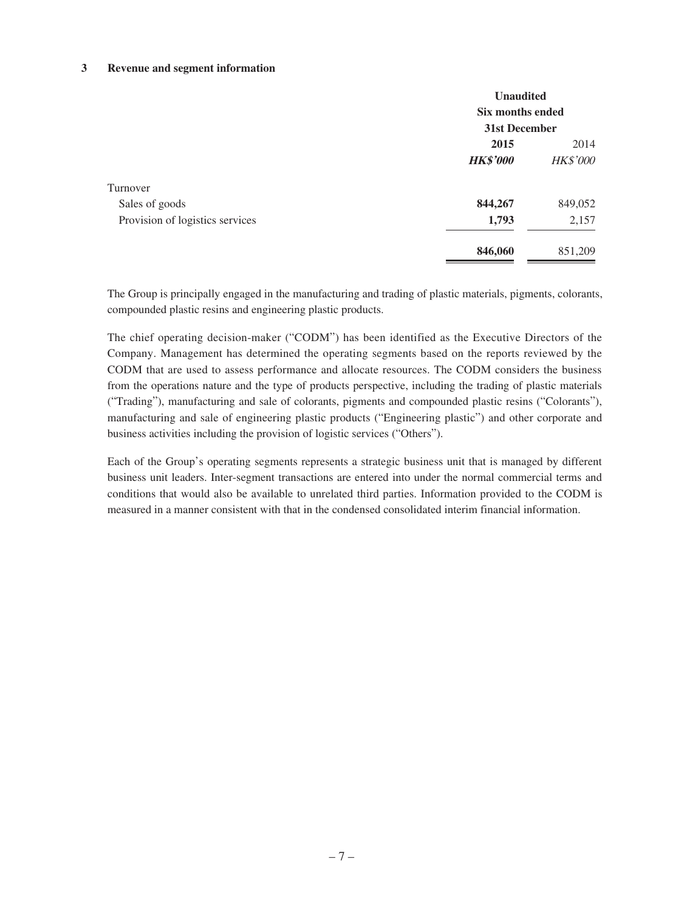### 3 Revenue and segment information

| | Unaudited Six months ended 31st December | |
|---|---|---|
| | **2015** | 2014 |
| | ***HK$'000*** | *HK$'000* |
| Turnover | | |
| Sales of goods | **844,267** | 849,052 |
| Provision of logistics services | **1,793** | 2,157 |
| | **846,060** | 851,209 |

The Group is principally engaged in the manufacturing and trading of plastic materials, pigments, colorants, compounded plastic resins and engineering plastic products.

The chief operating decision-maker ("CODM") has been identified as the Executive Directors of the Company. Management has determined the operating segments based on the reports reviewed by the CODM that are used to assess performance and allocate resources. The CODM considers the business from the operations nature and the type of products perspective, including the trading of plastic materials ("Trading"), manufacturing and sale of colorants, pigments and compounded plastic resins ("Colorants"), manufacturing and sale of engineering plastic products ("Engineering plastic") and other corporate and business activities including the provision of logistic services ("Others").

Each of the Group's operating segments represents a strategic business unit that is managed by different business unit leaders. Inter-segment transactions are entered into under the normal commercial terms and conditions that would also be available to unrelated third parties. Information provided to the CODM is measured in a manner consistent with that in the condensed consolidated interim financial information.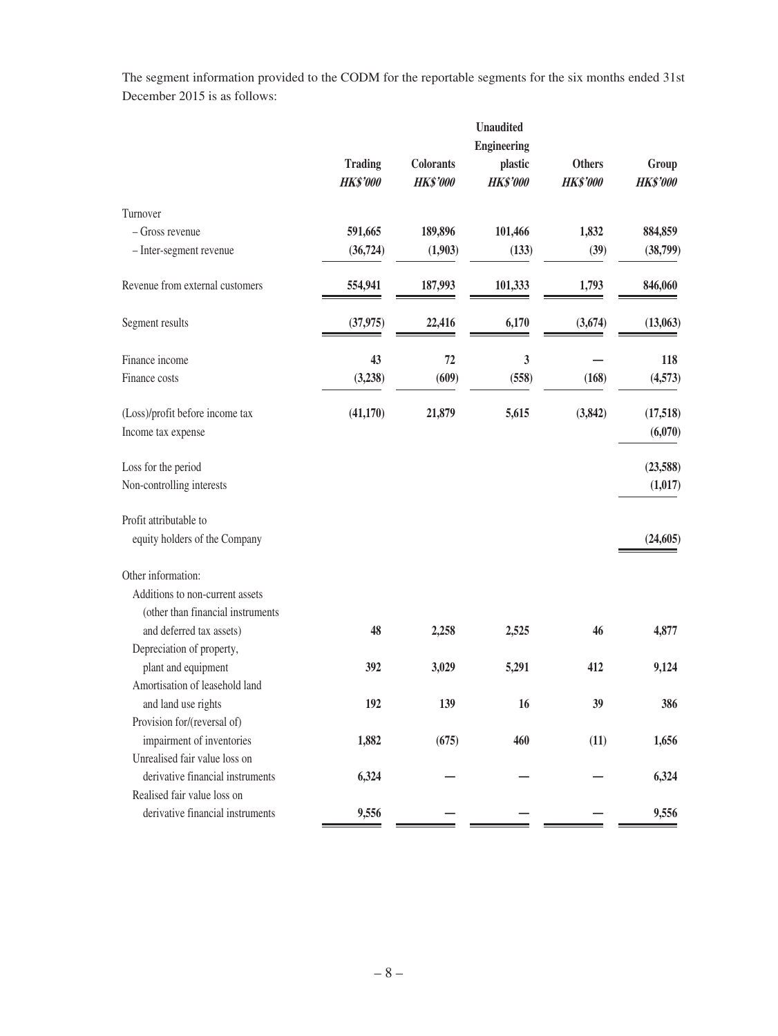The segment information provided to the CODM for the reportable segments for the six months ended 31st December 2015 is as follows:

| | Unaudited | | | | |
|---|---|---|---|---|---|
| | **Trading** | **Colorants** | **Engineering plastic** | **Others** | **Group** |
| | ***HK$'000*** | ***HK$'000*** | ***HK$'000*** | ***HK$'000*** | ***HK$'000*** |
| Turnover | | | | | |
| – Gross revenue | **591,665** | **189,896** | **101,466** | **1,832** | **884,859** |
| – Inter-segment revenue | **(36,724)** | **(1,903)** | **(133)** | **(39)** | **(38,799)** |
| Revenue from external customers | **554,941** | **187,993** | **101,333** | **1,793** | **846,060** |
| Segment results | **(37,975)** | **22,416** | **6,170** | **(3,674)** | **(13,063)** |
| Finance income | **43** | **72** | **3** | **—** | **118** |
| Finance costs | **(3,238)** | **(609)** | **(558)** | **(168)** | **(4,573)** |
| (Loss)/profit before income tax | **(41,170)** | **21,879** | **5,615** | **(3,842)** | **(17,518)** |
| Income tax expense | | | | | **(6,070)** |
| Loss for the period | | | | | **(23,588)** |
| Non-controlling interests | | | | | **(1,017)** |
| Profit attributable to equity holders of the Company | | | | | **(24,605)** |
| Other information: | | | | | |
| Additions to non-current assets (other than financial instruments and deferred tax assets) | **48** | **2,258** | **2,525** | **46** | **4,877** |
| Depreciation of property, plant and equipment | **392** | **3,029** | **5,291** | **412** | **9,124** |
| Amortisation of leasehold land and land use rights | **192** | **139** | **16** | **39** | **386** |
| Provision for/(reversal of) impairment of inventories | **1,882** | **(675)** | **460** | **(11)** | **1,656** |
| Unrealised fair value loss on derivative financial instruments | **6,324** | **—** | **—** | **—** | **6,324** |
| Realised fair value loss on derivative financial instruments | **9,556** | **—** | **—** | **—** | **9,556** |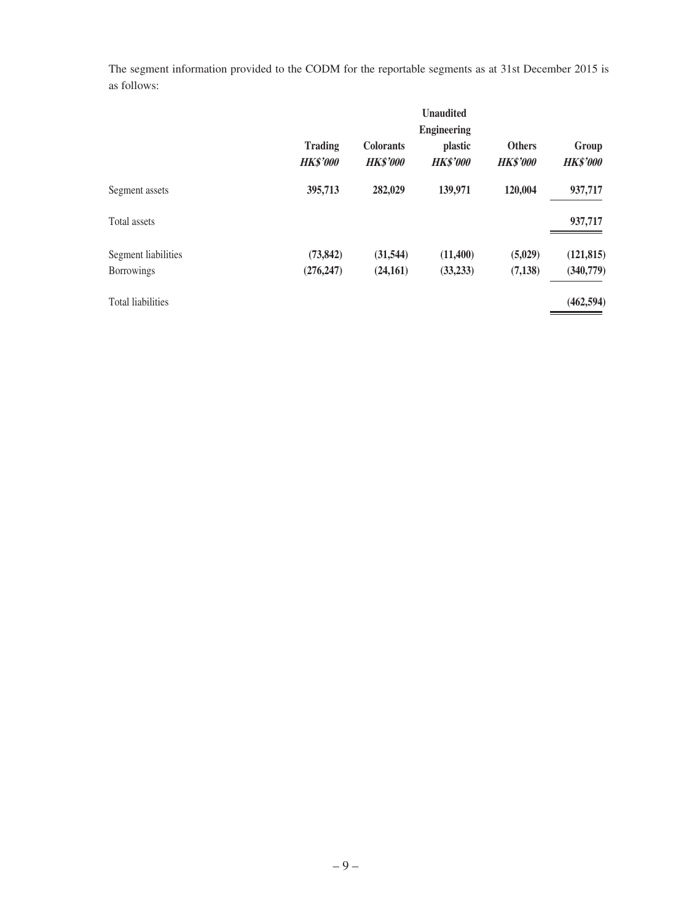The segment information provided to the CODM for the reportable segments as at 31st December 2015 is as follows:

| | | | Unaudited | | |
|---|---|---|---|---|---|
| | **Trading** | **Colorants** | **Engineering plastic** | **Others** | **Group** |
| | ***HK$'000*** | ***HK$'000*** | ***HK$'000*** | ***HK$'000*** | ***HK$'000*** |
| Segment assets | **395,713** | **282,029** | **139,971** | **120,004** | **937,717** |
| Total assets | | | | | **937,717** |
| Segment liabilities | **(73,842)** | **(31,544)** | **(11,400)** | **(5,029)** | **(121,815)** |
| Borrowings | **(276,247)** | **(24,161)** | **(33,233)** | **(7,138)** | **(340,779)** |
| Total liabilities | | | | | **(462,594)** |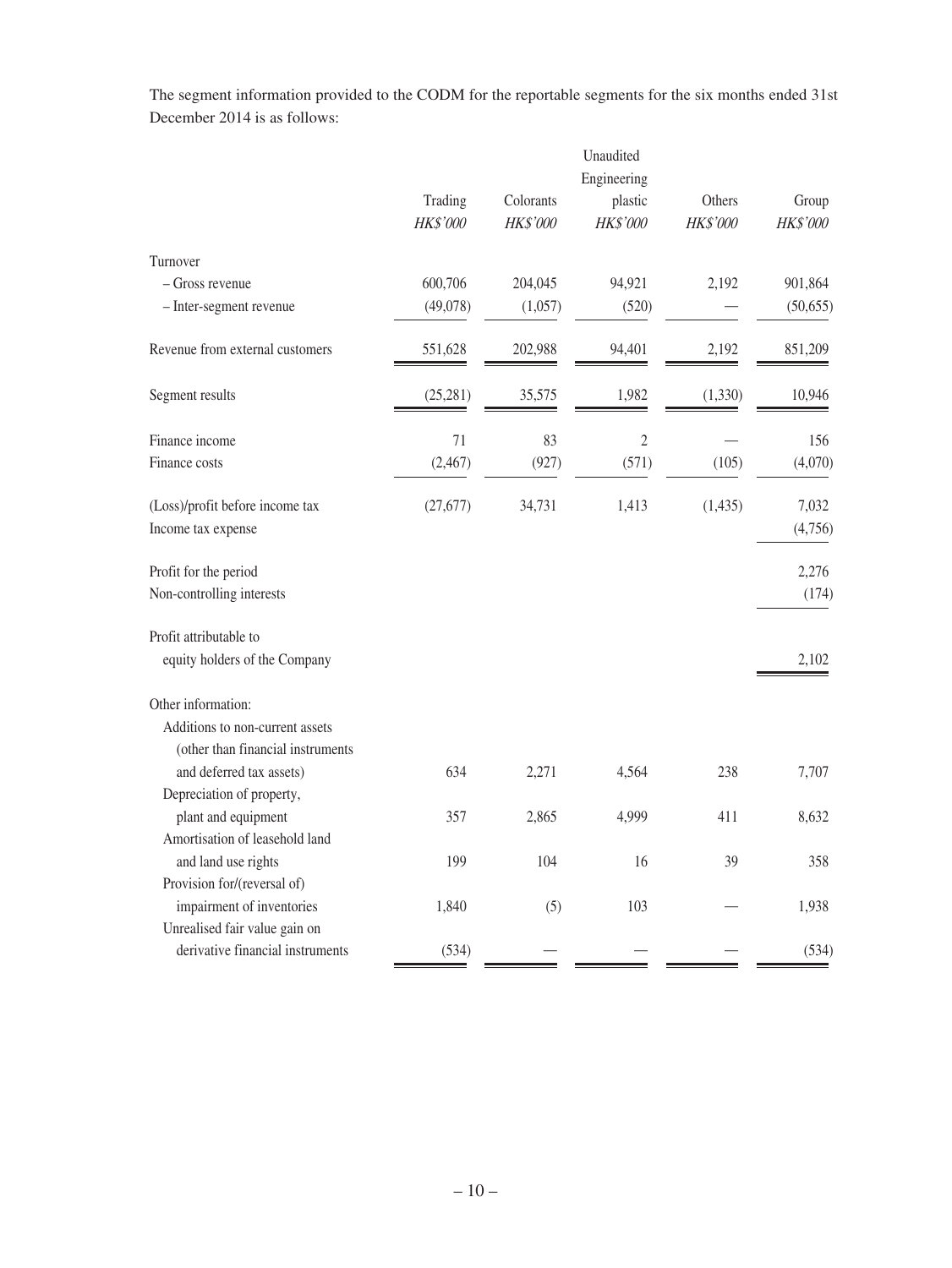The segment information provided to the CODM for the reportable segments for the six months ended 31st December 2014 is as follows:

| | Unaudited | | | | |
|---|---|---|---|---|---|
| | Trading | Colorants | Engineering plastic | Others | Group |
| | *HK$'000* | *HK$'000* | *HK$'000* | *HK$'000* | *HK$'000* |
| Turnover | | | | | |
| – Gross revenue | 600,706 | 204,045 | 94,921 | 2,192 | 901,864 |
| – Inter-segment revenue | (49,078) | (1,057) | (520) | — | (50,655) |
| Revenue from external customers | 551,628 | 202,988 | 94,401 | 2,192 | 851,209 |
| Segment results | (25,281) | 35,575 | 1,982 | (1,330) | 10,946 |
| Finance income | 71 | 83 | 2 | — | 156 |
| Finance costs | (2,467) | (927) | (571) | (105) | (4,070) |
| (Loss)/profit before income tax | (27,677) | 34,731 | 1,413 | (1,435) | 7,032 |
| Income tax expense | | | | | (4,756) |
| Profit for the period | | | | | 2,276 |
| Non-controlling interests | | | | | (174) |
| Profit attributable to equity holders of the Company | | | | | 2,102 |
| Other information: | | | | | |
| Additions to non-current assets (other than financial instruments and deferred tax assets) | 634 | 2,271 | 4,564 | 238 | 7,707 |
| Depreciation of property, plant and equipment | 357 | 2,865 | 4,999 | 411 | 8,632 |
| Amortisation of leasehold land and land use rights | 199 | 104 | 16 | 39 | 358 |
| Provision for/(reversal of) impairment of inventories | 1,840 | (5) | 103 | — | 1,938 |
| Unrealised fair value gain on derivative financial instruments | (534) | — | — | — | (534) |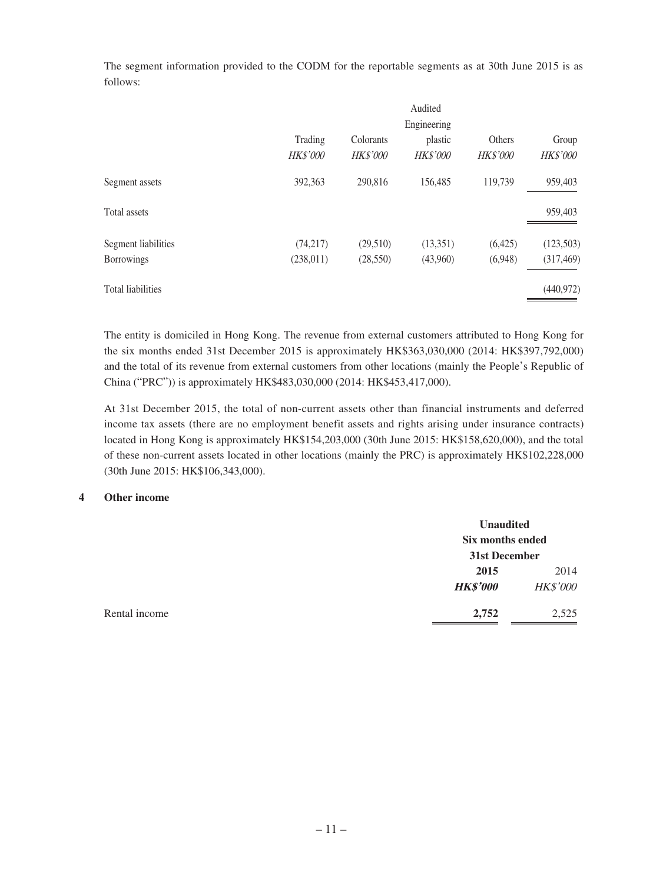The segment information provided to the CODM for the reportable segments as at 30th June 2015 is as follows:

| | Audited | | | | |
|---|---|---|---|---|---|
| | Trading | Colorants | Engineering plastic | Others | Group |
| | *HK$'000* | *HK$'000* | *HK$'000* | *HK$'000* | *HK$'000* |
| Segment assets | 392,363 | 290,816 | 156,485 | 119,739 | 959,403 |
| Total assets | | | | | 959,403 |
| Segment liabilities | (74,217) | (29,510) | (13,351) | (6,425) | (123,503) |
| Borrowings | (238,011) | (28,550) | (43,960) | (6,948) | (317,469) |
| Total liabilities | | | | | (440,972) |

The entity is domiciled in Hong Kong. The revenue from external customers attributed to Hong Kong for the six months ended 31st December 2015 is approximately HK$363,030,000 (2014: HK$397,792,000) and the total of its revenue from external customers from other locations (mainly the People's Republic of China ("PRC")) is approximately HK$483,030,000 (2014: HK$453,417,000).

At 31st December 2015, the total of non-current assets other than financial instruments and deferred income tax assets (there are no employment benefit assets and rights arising under insurance contracts) located in Hong Kong is approximately HK$154,203,000 (30th June 2015: HK$158,620,000), and the total of these non-current assets located in other locations (mainly the PRC) is approximately HK$102,228,000 (30th June 2015: HK$106,343,000).

## 4 Other income

| | **Unaudited Six months ended 31st December** | |
|---|---|---|
| | **2015** | 2014 |
| | ***HK$'000*** | *HK$'000* |
| Rental income | **2,752** | 2,525 |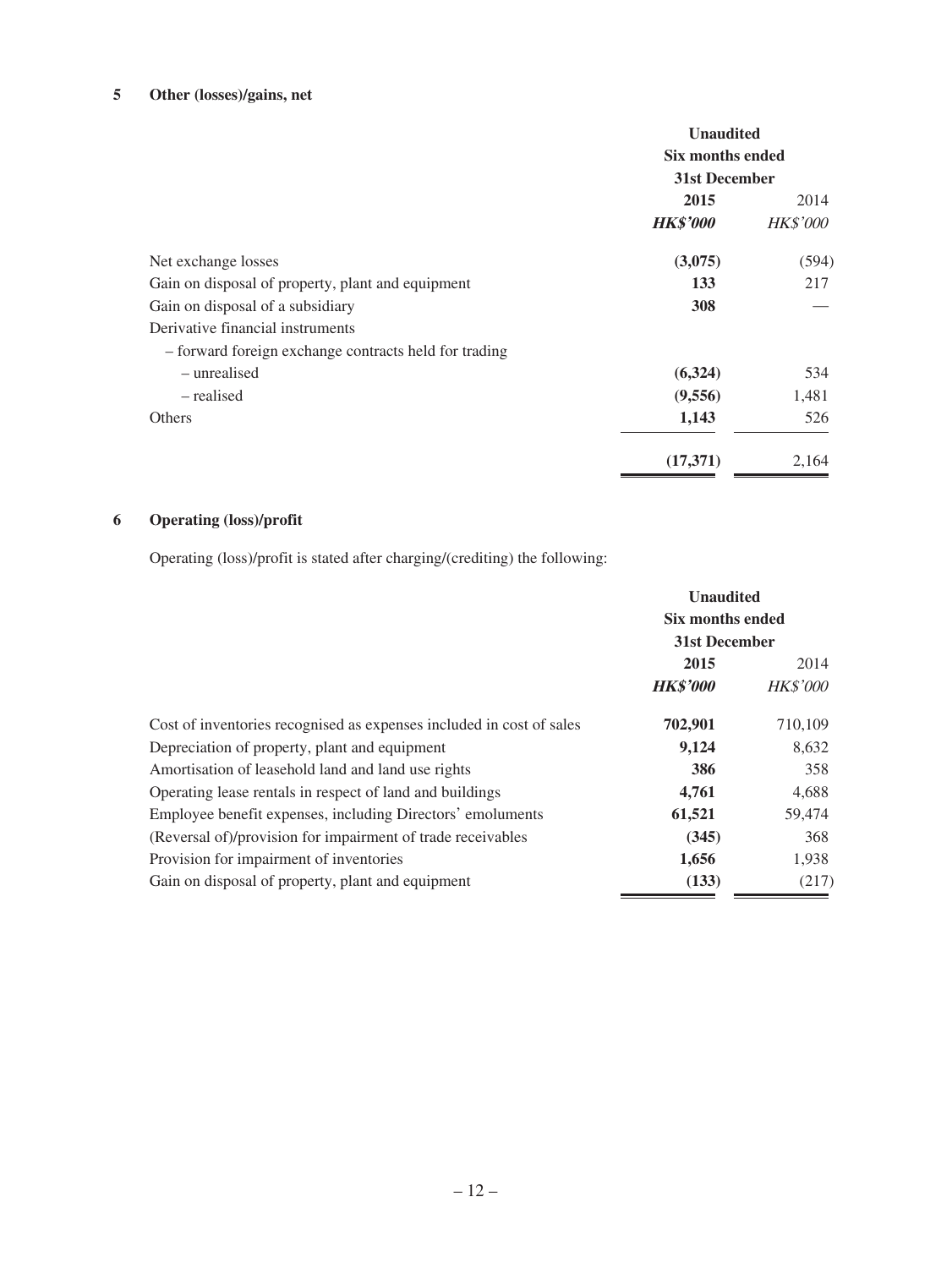## 5 Other (losses)/gains, net

| | Unaudited | |
|---|---|---|
| | Six months ended | |
| | 31st December | |
| | **2015** | 2014 |
| | ***HK$'000*** | *HK$'000* |
| Net exchange losses | **(3,075)** | (594) |
| Gain on disposal of property, plant and equipment | **133** | 217 |
| Gain on disposal of a subsidiary | **308** | — |
| Derivative financial instruments | | |
| – forward foreign exchange contracts held for trading | | |
| – unrealised | **(6,324)** | 534 |
| – realised | **(9,556)** | 1,481 |
| Others | **1,143** | 526 |
| | **(17,371)** | 2,164 |

## 6 Operating (loss)/profit

Operating (loss)/profit is stated after charging/(crediting) the following:

| | Unaudited | |
|---|---|---|
| | Six months ended | |
| | 31st December | |
| | **2015** | 2014 |
| | ***HK$'000*** | *HK$'000* |
| Cost of inventories recognised as expenses included in cost of sales | **702,901** | 710,109 |
| Depreciation of property, plant and equipment | **9,124** | 8,632 |
| Amortisation of leasehold land and land use rights | **386** | 358 |
| Operating lease rentals in respect of land and buildings | **4,761** | 4,688 |
| Employee benefit expenses, including Directors' emoluments | **61,521** | 59,474 |
| (Reversal of)/provision for impairment of trade receivables | **(345)** | 368 |
| Provision for impairment of inventories | **1,656** | 1,938 |
| Gain on disposal of property, plant and equipment | **(133)** | (217) |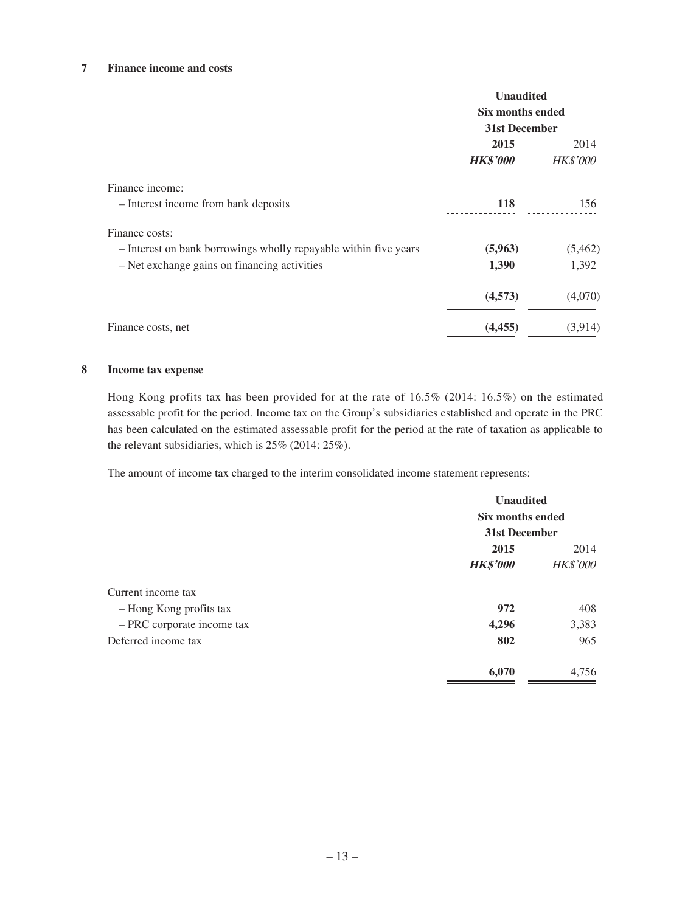## 7 Finance income and costs

| | Unaudited Six months ended 31st December | |
|---|---|---|
| | **2015** | 2014 |
| | ***HK$'000*** | *HK$'000* |
| Finance income: | | |
| – Interest income from bank deposits | **118** | 156 |
| Finance costs: | | |
| – Interest on bank borrowings wholly repayable within five years | **(5,963)** | (5,462) |
| – Net exchange gains on financing activities | **1,390** | 1,392 |
| | **(4,573)** | (4,070) |
| Finance costs, net | **(4,455)** | (3,914) |

## 8 Income tax expense

Hong Kong profits tax has been provided for at the rate of 16.5% (2014: 16.5%) on the estimated assessable profit for the period. Income tax on the Group's subsidiaries established and operate in the PRC has been calculated on the estimated assessable profit for the period at the rate of taxation as applicable to the relevant subsidiaries, which is 25% (2014: 25%).

The amount of income tax charged to the interim consolidated income statement represents:

| | Unaudited Six months ended 31st December | |
|---|---|---|
| | **2015** | 2014 |
| | ***HK$'000*** | *HK$'000* |
| Current income tax | | |
| – Hong Kong profits tax | **972** | 408 |
| – PRC corporate income tax | **4,296** | 3,383 |
| Deferred income tax | **802** | 965 |
| | **6,070** | 4,756 |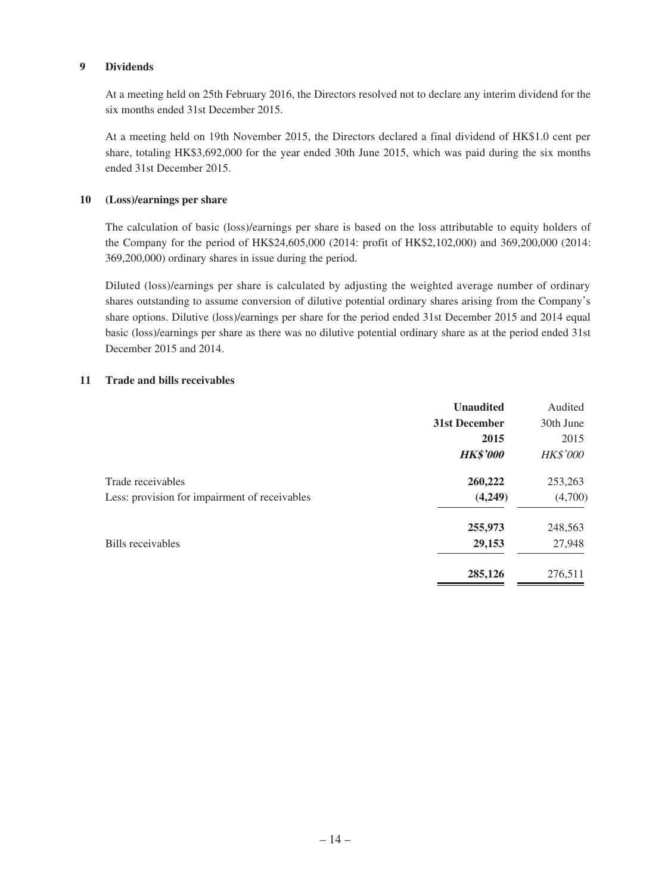## 9 Dividends

At a meeting held on 25th February 2016, the Directors resolved not to declare any interim dividend for the six months ended 31st December 2015.

At a meeting held on 19th November 2015, the Directors declared a final dividend of HK$1.0 cent per share, totaling HK$3,692,000 for the year ended 30th June 2015, which was paid during the six months ended 31st December 2015.

## 10 (Loss)/earnings per share

The calculation of basic (loss)/earnings per share is based on the loss attributable to equity holders of the Company for the period of HK$24,605,000 (2014: profit of HK$2,102,000) and 369,200,000 (2014: 369,200,000) ordinary shares in issue during the period.

Diluted (loss)/earnings per share is calculated by adjusting the weighted average number of ordinary shares outstanding to assume conversion of dilutive potential ordinary shares arising from the Company's share options. Dilutive (loss)/earnings per share for the period ended 31st December 2015 and 2014 equal basic (loss)/earnings per share as there was no dilutive potential ordinary share as at the period ended 31st December 2015 and 2014.

## 11 Trade and bills receivables

| | **Unaudited** | Audited |
|---|---|---|
| | **31st December** | 30th June |
| | **2015** | 2015 |
| | ***HK$'000*** | *HK$'000* |
| Trade receivables | **260,222** | 253,263 |
| Less: provision for impairment of receivables | **(4,249)** | (4,700) |
| | **255,973** | 248,563 |
| Bills receivables | **29,153** | 27,948 |
| | **285,126** | 276,511 |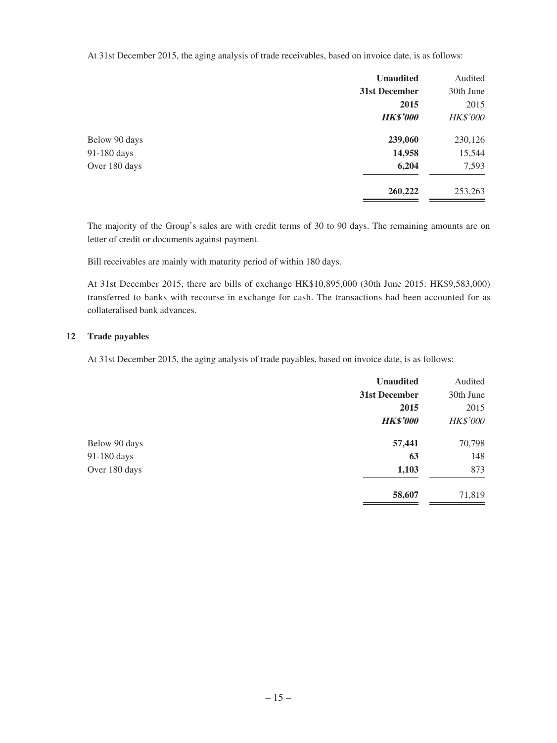At 31st December 2015, the aging analysis of trade receivables, based on invoice date, is as follows:

| | **Unaudited 31st December 2015** ***HK$'000*** | Audited 30th June 2015 *HK$'000* |
|---|---|---|
| Below 90 days | **239,060** | 230,126 |
| 91-180 days | **14,958** | 15,544 |
| Over 180 days | **6,204** | 7,593 |
| | **260,222** | 253,263 |

The majority of the Group's sales are with credit terms of 30 to 90 days. The remaining amounts are on letter of credit or documents against payment.

Bill receivables are mainly with maturity period of within 180 days.

At 31st December 2015, there are bills of exchange HK$10,895,000 (30th June 2015: HK$9,583,000) transferred to banks with recourse in exchange for cash. The transactions had been accounted for as collateralised bank advances.

## 12 Trade payables

At 31st December 2015, the aging analysis of trade payables, based on invoice date, is as follows:

| | **Unaudited 31st December 2015** ***HK$'000*** | Audited 30th June 2015 *HK$'000* |
|---|---|---|
| Below 90 days | **57,441** | 70,798 |
| 91-180 days | **63** | 148 |
| Over 180 days | **1,103** | 873 |
| | **58,607** | 71,819 |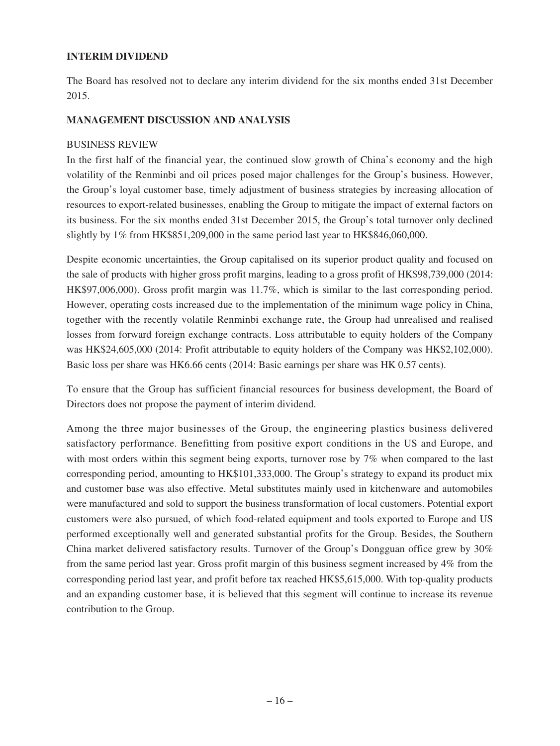## INTERIM DIVIDEND

The Board has resolved not to declare any interim dividend for the six months ended 31st December 2015.

## MANAGEMENT DISCUSSION AND ANALYSIS

### BUSINESS REVIEW

In the first half of the financial year, the continued slow growth of China's economy and the high volatility of the Renminbi and oil prices posed major challenges for the Group's business. However, the Group's loyal customer base, timely adjustment of business strategies by increasing allocation of resources to export-related businesses, enabling the Group to mitigate the impact of external factors on its business. For the six months ended 31st December 2015, the Group's total turnover only declined slightly by 1% from HK$851,209,000 in the same period last year to HK$846,060,000.

Despite economic uncertainties, the Group capitalised on its superior product quality and focused on the sale of products with higher gross profit margins, leading to a gross profit of HK$98,739,000 (2014: HK$97,006,000). Gross profit margin was 11.7%, which is similar to the last corresponding period. However, operating costs increased due to the implementation of the minimum wage policy in China, together with the recently volatile Renminbi exchange rate, the Group had unrealised and realised losses from forward foreign exchange contracts. Loss attributable to equity holders of the Company was HK$24,605,000 (2014: Profit attributable to equity holders of the Company was HK$2,102,000). Basic loss per share was HK6.66 cents (2014: Basic earnings per share was HK 0.57 cents).

To ensure that the Group has sufficient financial resources for business development, the Board of Directors does not propose the payment of interim dividend.

Among the three major businesses of the Group, the engineering plastics business delivered satisfactory performance. Benefitting from positive export conditions in the US and Europe, and with most orders within this segment being exports, turnover rose by 7% when compared to the last corresponding period, amounting to HK$101,333,000. The Group's strategy to expand its product mix and customer base was also effective. Metal substitutes mainly used in kitchenware and automobiles were manufactured and sold to support the business transformation of local customers. Potential export customers were also pursued, of which food-related equipment and tools exported to Europe and US performed exceptionally well and generated substantial profits for the Group. Besides, the Southern China market delivered satisfactory results. Turnover of the Group's Dongguan office grew by 30% from the same period last year. Gross profit margin of this business segment increased by 4% from the corresponding period last year, and profit before tax reached HK$5,615,000. With top-quality products and an expanding customer base, it is believed that this segment will continue to increase its revenue contribution to the Group.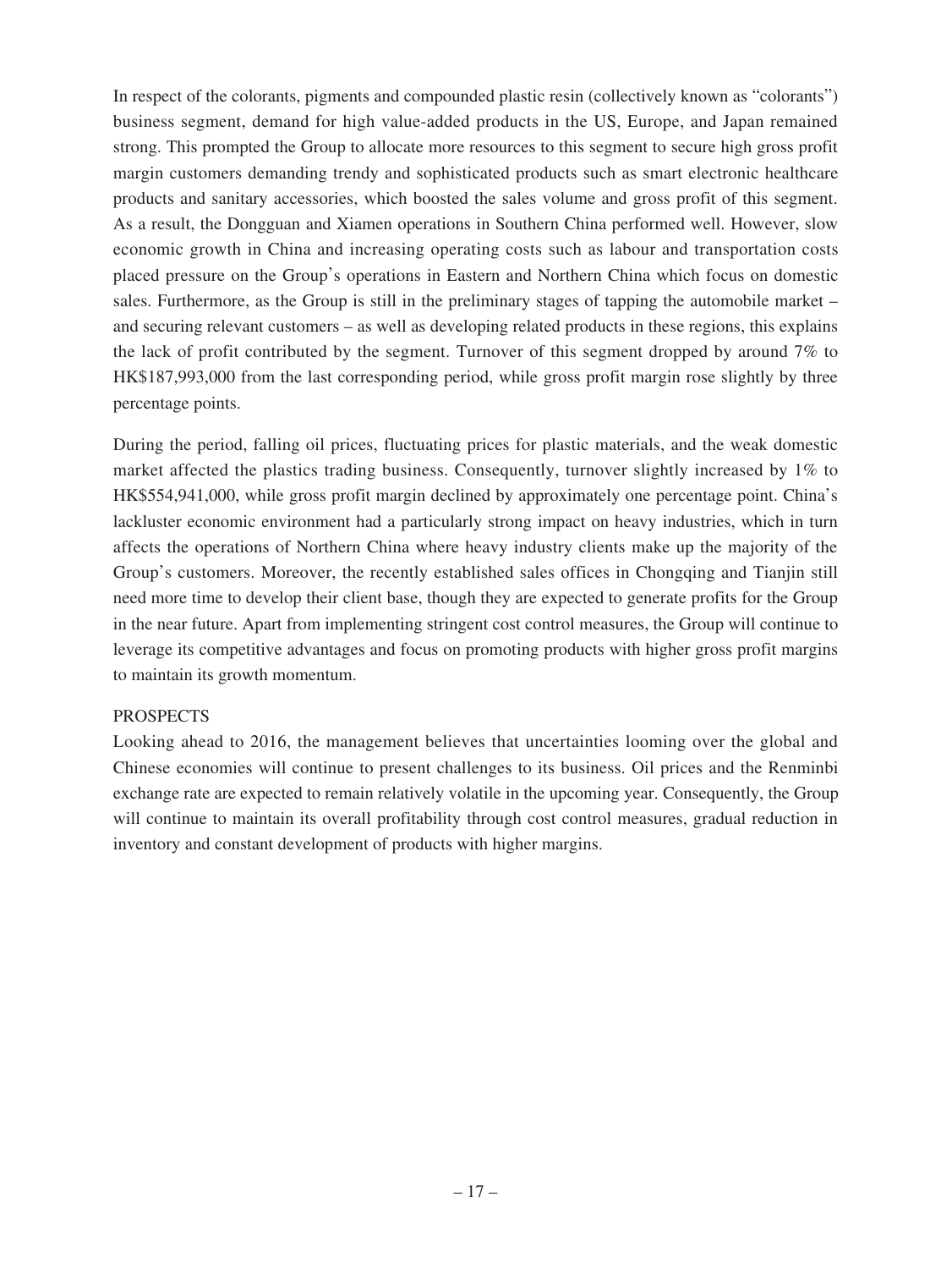In respect of the colorants, pigments and compounded plastic resin (collectively known as "colorants") business segment, demand for high value-added products in the US, Europe, and Japan remained strong. This prompted the Group to allocate more resources to this segment to secure high gross profit margin customers demanding trendy and sophisticated products such as smart electronic healthcare products and sanitary accessories, which boosted the sales volume and gross profit of this segment. As a result, the Dongguan and Xiamen operations in Southern China performed well. However, slow economic growth in China and increasing operating costs such as labour and transportation costs placed pressure on the Group's operations in Eastern and Northern China which focus on domestic sales. Furthermore, as the Group is still in the preliminary stages of tapping the automobile market – and securing relevant customers – as well as developing related products in these regions, this explains the lack of profit contributed by the segment. Turnover of this segment dropped by around 7% to HK$187,993,000 from the last corresponding period, while gross profit margin rose slightly by three percentage points.

During the period, falling oil prices, fluctuating prices for plastic materials, and the weak domestic market affected the plastics trading business. Consequently, turnover slightly increased by 1% to HK$554,941,000, while gross profit margin declined by approximately one percentage point. China's lackluster economic environment had a particularly strong impact on heavy industries, which in turn affects the operations of Northern China where heavy industry clients make up the majority of the Group's customers. Moreover, the recently established sales offices in Chongqing and Tianjin still need more time to develop their client base, though they are expected to generate profits for the Group in the near future. Apart from implementing stringent cost control measures, the Group will continue to leverage its competitive advantages and focus on promoting products with higher gross profit margins to maintain its growth momentum.

## PROSPECTS

Looking ahead to 2016, the management believes that uncertainties looming over the global and Chinese economies will continue to present challenges to its business. Oil prices and the Renminbi exchange rate are expected to remain relatively volatile in the upcoming year. Consequently, the Group will continue to maintain its overall profitability through cost control measures, gradual reduction in inventory and constant development of products with higher margins.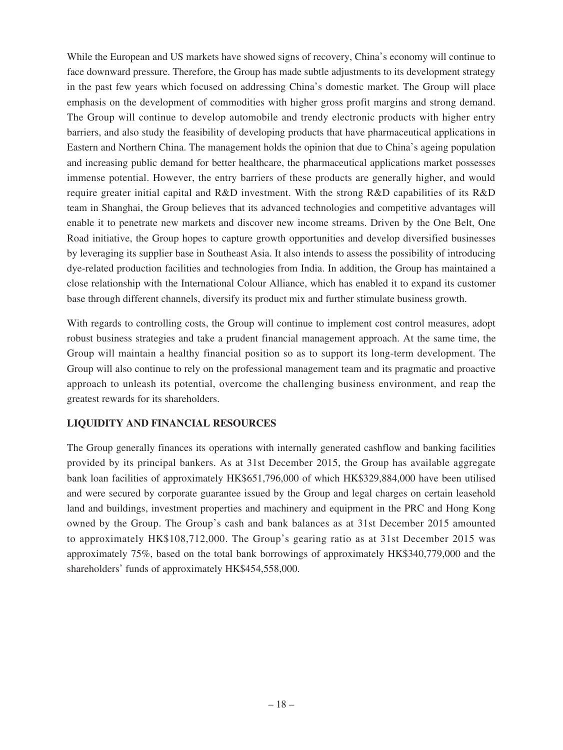While the European and US markets have showed signs of recovery, China's economy will continue to face downward pressure. Therefore, the Group has made subtle adjustments to its development strategy in the past few years which focused on addressing China's domestic market. The Group will place emphasis on the development of commodities with higher gross profit margins and strong demand. The Group will continue to develop automobile and trendy electronic products with higher entry barriers, and also study the feasibility of developing products that have pharmaceutical applications in Eastern and Northern China. The management holds the opinion that due to China's ageing population and increasing public demand for better healthcare, the pharmaceutical applications market possesses immense potential. However, the entry barriers of these products are generally higher, and would require greater initial capital and R&D investment. With the strong R&D capabilities of its R&D team in Shanghai, the Group believes that its advanced technologies and competitive advantages will enable it to penetrate new markets and discover new income streams. Driven by the One Belt, One Road initiative, the Group hopes to capture growth opportunities and develop diversified businesses by leveraging its supplier base in Southeast Asia. It also intends to assess the possibility of introducing dye-related production facilities and technologies from India. In addition, the Group has maintained a close relationship with the International Colour Alliance, which has enabled it to expand its customer base through different channels, diversify its product mix and further stimulate business growth.

With regards to controlling costs, the Group will continue to implement cost control measures, adopt robust business strategies and take a prudent financial management approach. At the same time, the Group will maintain a healthy financial position so as to support its long-term development. The Group will also continue to rely on the professional management team and its pragmatic and proactive approach to unleash its potential, overcome the challenging business environment, and reap the greatest rewards for its shareholders.

## LIQUIDITY AND FINANCIAL RESOURCES

The Group generally finances its operations with internally generated cashflow and banking facilities provided by its principal bankers. As at 31st December 2015, the Group has available aggregate bank loan facilities of approximately HK$651,796,000 of which HK$329,884,000 have been utilised and were secured by corporate guarantee issued by the Group and legal charges on certain leasehold land and buildings, investment properties and machinery and equipment in the PRC and Hong Kong owned by the Group. The Group's cash and bank balances as at 31st December 2015 amounted to approximately HK$108,712,000. The Group's gearing ratio as at 31st December 2015 was approximately 75%, based on the total bank borrowings of approximately HK$340,779,000 and the shareholders' funds of approximately HK$454,558,000.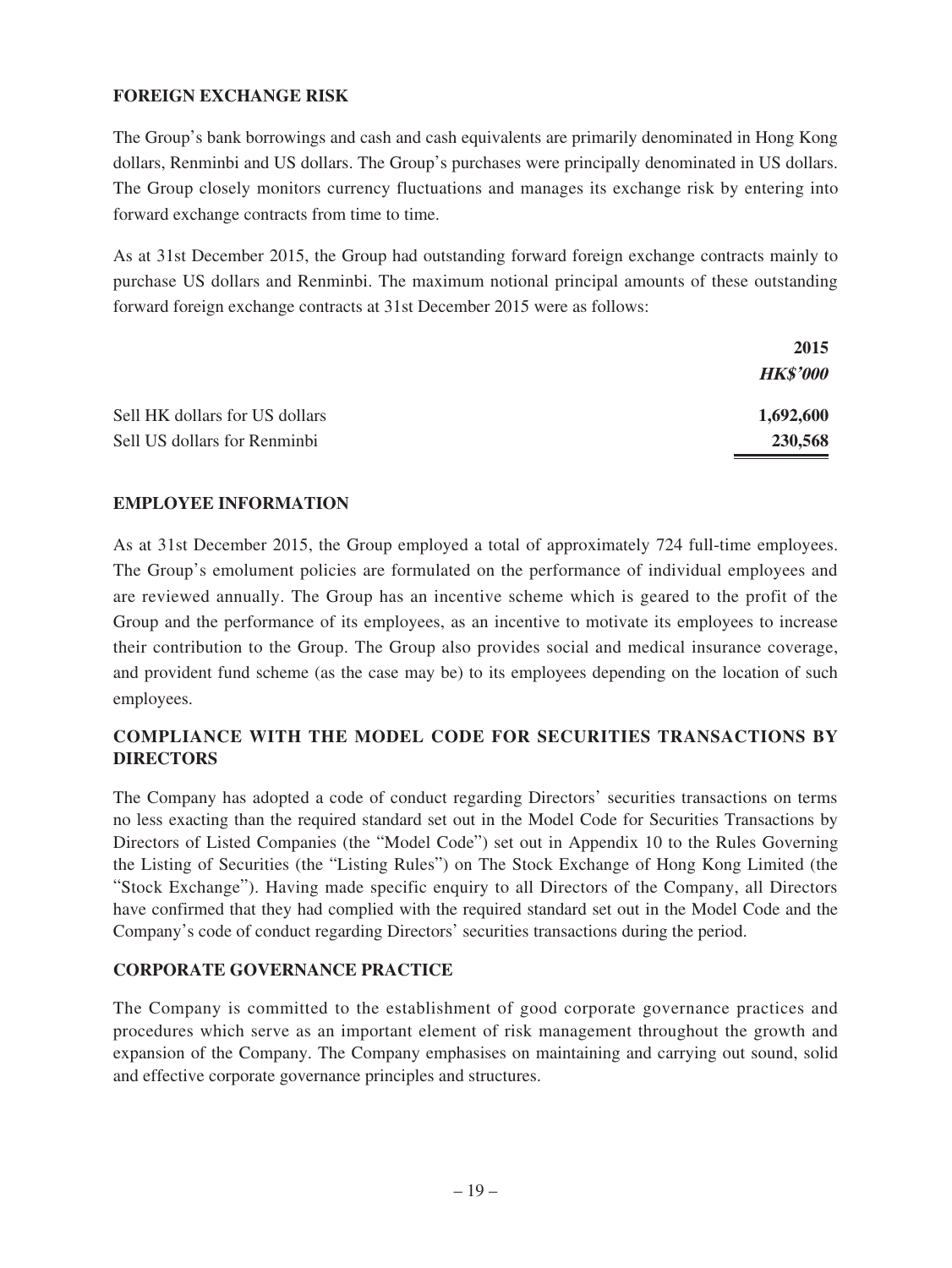## FOREIGN EXCHANGE RISK

The Group's bank borrowings and cash and cash equivalents are primarily denominated in Hong Kong dollars, Renminbi and US dollars. The Group's purchases were principally denominated in US dollars. The Group closely monitors currency fluctuations and manages its exchange risk by entering into forward exchange contracts from time to time.

As at 31st December 2015, the Group had outstanding forward foreign exchange contracts mainly to purchase US dollars and Renminbi. The maximum notional principal amounts of these outstanding forward foreign exchange contracts at 31st December 2015 were as follows:

| | 2015 |
|---|---|
| | *HK$'000* |
| Sell HK dollars for US dollars | 1,692,600 |
| Sell US dollars for Renminbi | 230,568 |

## EMPLOYEE INFORMATION

As at 31st December 2015, the Group employed a total of approximately 724 full-time employees. The Group's emolument policies are formulated on the performance of individual employees and are reviewed annually. The Group has an incentive scheme which is geared to the profit of the Group and the performance of its employees, as an incentive to motivate its employees to increase their contribution to the Group. The Group also provides social and medical insurance coverage, and provident fund scheme (as the case may be) to its employees depending on the location of such employees.

## COMPLIANCE WITH THE MODEL CODE FOR SECURITIES TRANSACTIONS BY DIRECTORS

The Company has adopted a code of conduct regarding Directors' securities transactions on terms no less exacting than the required standard set out in the Model Code for Securities Transactions by Directors of Listed Companies (the "Model Code") set out in Appendix 10 to the Rules Governing the Listing of Securities (the "Listing Rules") on The Stock Exchange of Hong Kong Limited (the "Stock Exchange"). Having made specific enquiry to all Directors of the Company, all Directors have confirmed that they had complied with the required standard set out in the Model Code and the Company's code of conduct regarding Directors' securities transactions during the period.

## CORPORATE GOVERNANCE PRACTICE

The Company is committed to the establishment of good corporate governance practices and procedures which serve as an important element of risk management throughout the growth and expansion of the Company. The Company emphasises on maintaining and carrying out sound, solid and effective corporate governance principles and structures.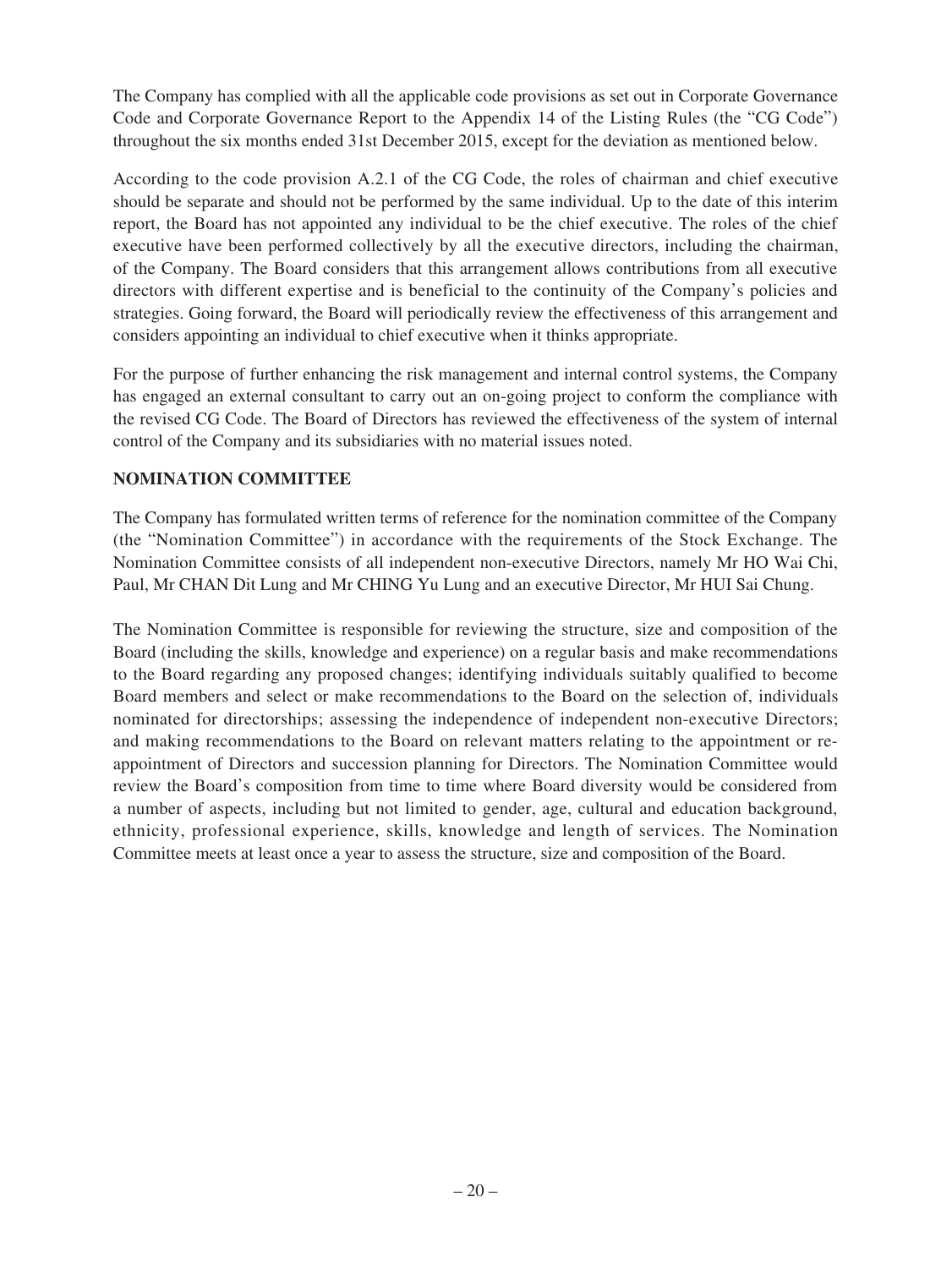The Company has complied with all the applicable code provisions as set out in Corporate Governance Code and Corporate Governance Report to the Appendix 14 of the Listing Rules (the "CG Code") throughout the six months ended 31st December 2015, except for the deviation as mentioned below.

According to the code provision A.2.1 of the CG Code, the roles of chairman and chief executive should be separate and should not be performed by the same individual. Up to the date of this interim report, the Board has not appointed any individual to be the chief executive. The roles of the chief executive have been performed collectively by all the executive directors, including the chairman, of the Company. The Board considers that this arrangement allows contributions from all executive directors with different expertise and is beneficial to the continuity of the Company's policies and strategies. Going forward, the Board will periodically review the effectiveness of this arrangement and considers appointing an individual to chief executive when it thinks appropriate.

For the purpose of further enhancing the risk management and internal control systems, the Company has engaged an external consultant to carry out an on-going project to conform the compliance with the revised CG Code. The Board of Directors has reviewed the effectiveness of the system of internal control of the Company and its subsidiaries with no material issues noted.

## NOMINATION COMMITTEE

The Company has formulated written terms of reference for the nomination committee of the Company (the "Nomination Committee") in accordance with the requirements of the Stock Exchange. The Nomination Committee consists of all independent non-executive Directors, namely Mr HO Wai Chi, Paul, Mr CHAN Dit Lung and Mr CHING Yu Lung and an executive Director, Mr HUI Sai Chung.

The Nomination Committee is responsible for reviewing the structure, size and composition of the Board (including the skills, knowledge and experience) on a regular basis and make recommendations to the Board regarding any proposed changes; identifying individuals suitably qualified to become Board members and select or make recommendations to the Board on the selection of, individuals nominated for directorships; assessing the independence of independent non-executive Directors; and making recommendations to the Board on relevant matters relating to the appointment or re-appointment of Directors and succession planning for Directors. The Nomination Committee would review the Board's composition from time to time where Board diversity would be considered from a number of aspects, including but not limited to gender, age, cultural and education background, ethnicity, professional experience, skills, knowledge and length of services. The Nomination Committee meets at least once a year to assess the structure, size and composition of the Board.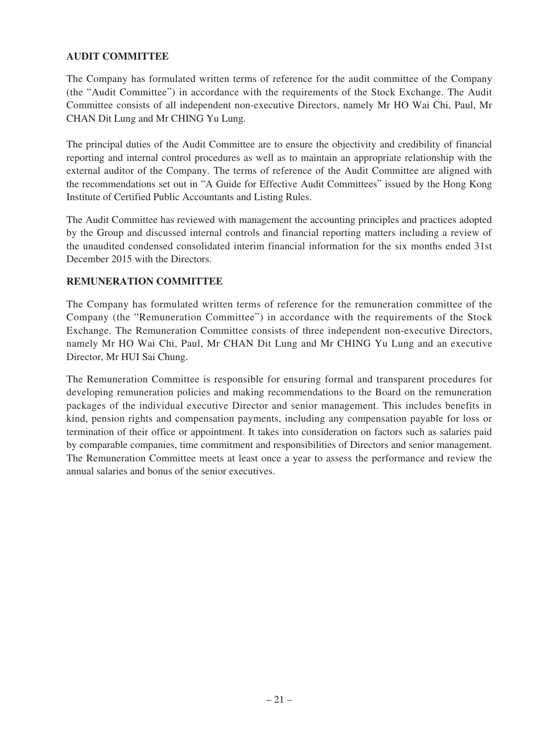## AUDIT COMMITTEE

The Company has formulated written terms of reference for the audit committee of the Company (the "Audit Committee") in accordance with the requirements of the Stock Exchange. The Audit Committee consists of all independent non-executive Directors, namely Mr HO Wai Chi, Paul, Mr CHAN Dit Lung and Mr CHING Yu Lung.

The principal duties of the Audit Committee are to ensure the objectivity and credibility of financial reporting and internal control procedures as well as to maintain an appropriate relationship with the external auditor of the Company. The terms of reference of the Audit Committee are aligned with the recommendations set out in "A Guide for Effective Audit Committees" issued by the Hong Kong Institute of Certified Public Accountants and Listing Rules.

The Audit Committee has reviewed with management the accounting principles and practices adopted by the Group and discussed internal controls and financial reporting matters including a review of the unaudited condensed consolidated interim financial information for the six months ended 31st December 2015 with the Directors.

## REMUNERATION COMMITTEE

The Company has formulated written terms of reference for the remuneration committee of the Company (the "Remuneration Committee") in accordance with the requirements of the Stock Exchange. The Remuneration Committee consists of three independent non-executive Directors, namely Mr HO Wai Chi, Paul, Mr CHAN Dit Lung and Mr CHING Yu Lung and an executive Director, Mr HUI Sai Chung.

The Remuneration Committee is responsible for ensuring formal and transparent procedures for developing remuneration policies and making recommendations to the Board on the remuneration packages of the individual executive Director and senior management. This includes benefits in kind, pension rights and compensation payments, including any compensation payable for loss or termination of their office or appointment. It takes into consideration on factors such as salaries paid by comparable companies, time commitment and responsibilities of Directors and senior management. The Remuneration Committee meets at least once a year to assess the performance and review the annual salaries and bonus of the senior executives.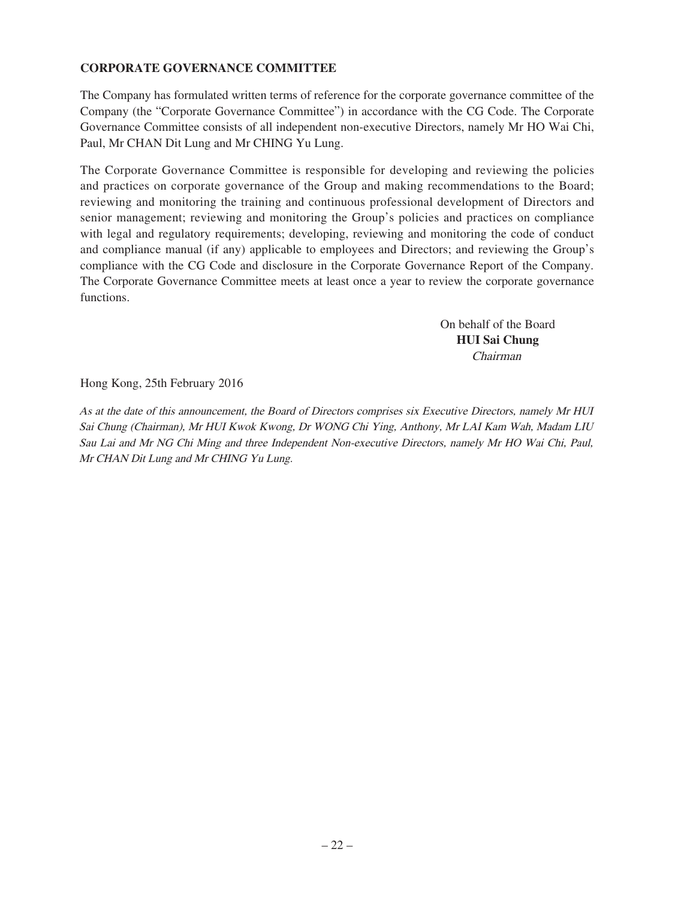**CORPORATE GOVERNANCE COMMITTEE**

The Company has formulated written terms of reference for the corporate governance committee of the Company (the "Corporate Governance Committee") in accordance with the CG Code. The Corporate Governance Committee consists of all independent non-executive Directors, namely Mr HO Wai Chi, Paul, Mr CHAN Dit Lung and Mr CHING Yu Lung.

The Corporate Governance Committee is responsible for developing and reviewing the policies and practices on corporate governance of the Group and making recommendations to the Board; reviewing and monitoring the training and continuous professional development of Directors and senior management; reviewing and monitoring the Group's policies and practices on compliance with legal and regulatory requirements; developing, reviewing and monitoring the code of conduct and compliance manual (if any) applicable to employees and Directors; and reviewing the Group's compliance with the CG Code and disclosure in the Corporate Governance Report of the Company. The Corporate Governance Committee meets at least once a year to review the corporate governance functions.

On behalf of the Board
**HUI Sai Chung**
*Chairman*

Hong Kong, 25th February 2016

*As at the date of this announcement, the Board of Directors comprises six Executive Directors, namely Mr HUI Sai Chung (Chairman), Mr HUI Kwok Kwong, Dr WONG Chi Ying, Anthony, Mr LAI Kam Wah, Madam LIU Sau Lai and Mr NG Chi Ming and three Independent Non-executive Directors, namely Mr HO Wai Chi, Paul, Mr CHAN Dit Lung and Mr CHING Yu Lung.*